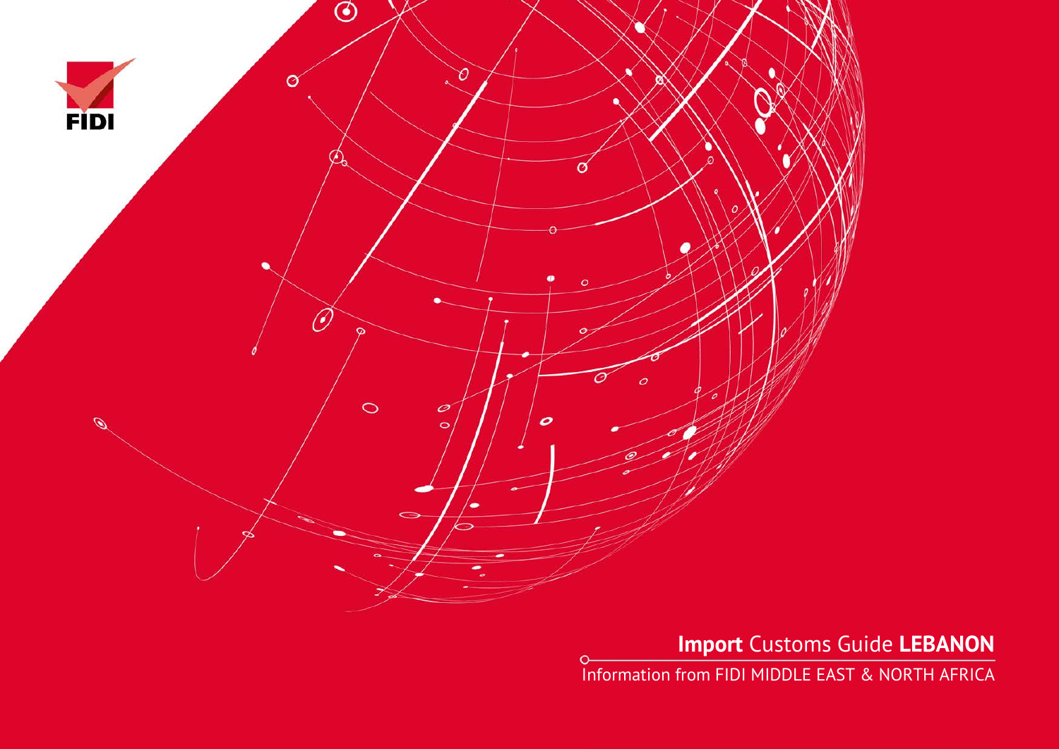FIDI

# **Import** Customs Guide **LEBANON**

Information from FIDI MIDDLE EAST & NORTH AFRICA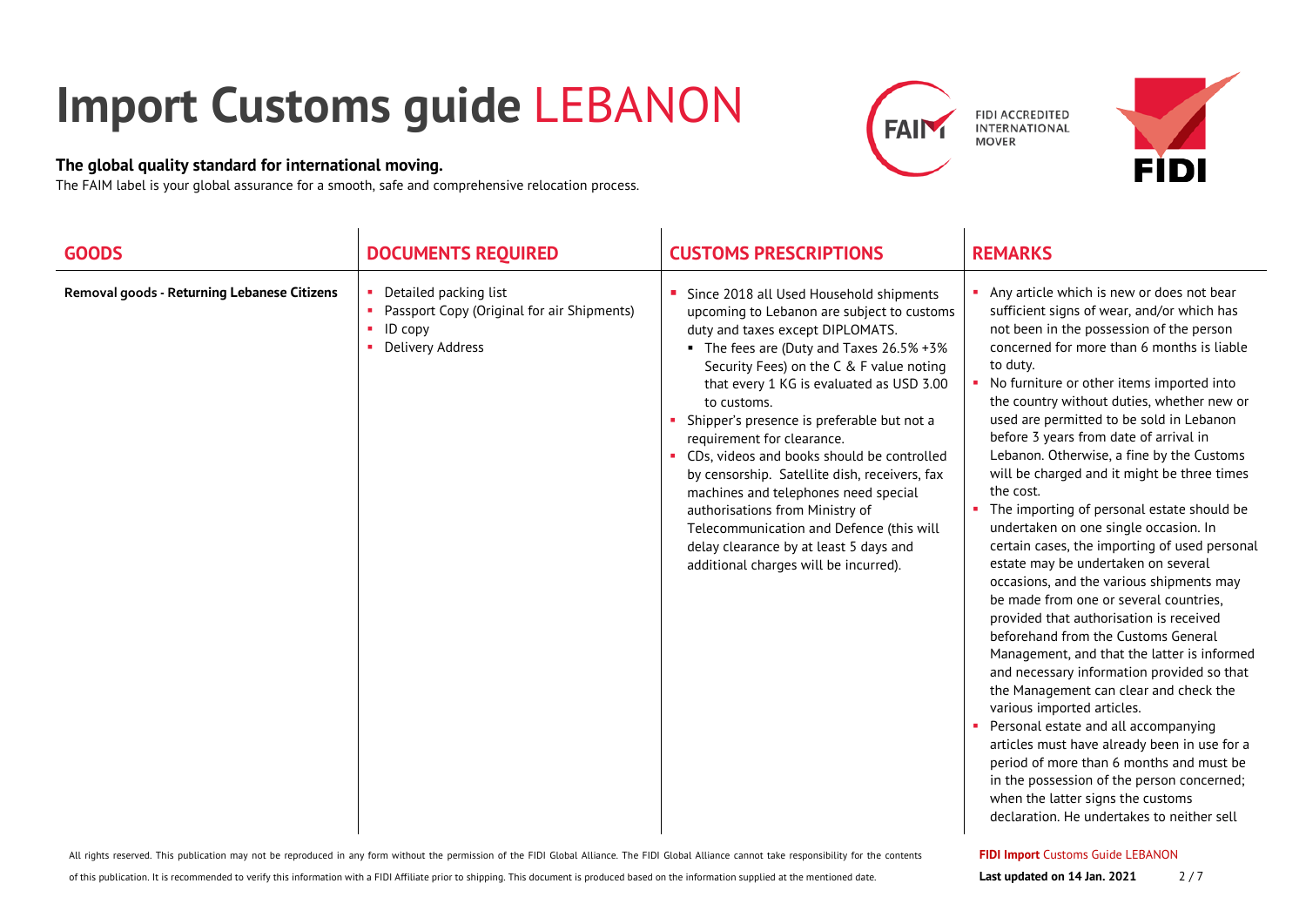# Import Customs guide LEBANON

**The global quality standard for international moving.**

The FAIM label is your global assurance for a smooth, safe and comprehensive relocation process.

FIDI ACCREDITED INTERNATIONAL MOVER

| GOODS | DOCUMENTS REQUIRED | CUSTOMS PRESCRIPTIONS | REMARKS |
|---|---|---|---|
| **Removal goods - Returning Lebanese Citizens** | • Detailed packing list<br>• Passport Copy (Original for air Shipments)<br>• ID copy<br>• Delivery Address | • Since 2018 all Used Household shipments upcoming to Lebanon are subject to customs duty and taxes except DIPLOMATS.<br>&nbsp;&nbsp;▪ The fees are (Duty and Taxes 26.5% +3% Security Fees) on the C & F value noting that every 1 KG is evaluated as USD 3.00 to customs.<br>• Shipper's presence is preferable but not a requirement for clearance.<br>• CDs, videos and books should be controlled by censorship. Satellite dish, receivers, fax machines and telephones need special authorisations from Ministry of Telecommunication and Defence (this will delay clearance by at least 5 days and additional charges will be incurred). | • Any article which is new or does not bear sufficient signs of wear, and/or which has not been in the possession of the person concerned for more than 6 months is liable to duty.<br>• No furniture or other items imported into the country without duties, whether new or used are permitted to be sold in Lebanon before 3 years from date of arrival in Lebanon. Otherwise, a fine by the Customs will be charged and it might be three times the cost.<br>• The importing of personal estate should be undertaken on one single occasion. In certain cases, the importing of used personal estate may be undertaken on several occasions, and the various shipments may be made from one or several countries, provided that authorisation is received beforehand from the Customs General Management, and that the latter is informed and necessary information provided so that the Management can clear and check the various imported articles.<br>• Personal estate and all accompanying articles must have already been in use for a period of more than 6 months and must be in the possession of the person concerned; when the latter signs the customs declaration. He undertakes to neither sell |

All rights reserved. This publication may not be reproduced in any form without the permission of the FIDI Global Alliance. The FIDI Global Alliance cannot take responsibility for the contents of this publication. It is recommended to verify this information with a FIDI Affiliate prior to shipping. This document is produced based on the information supplied at the mentioned date.

**FIDI Import** Customs Guide LEBANON

**Last updated on 14 Jan. 2021**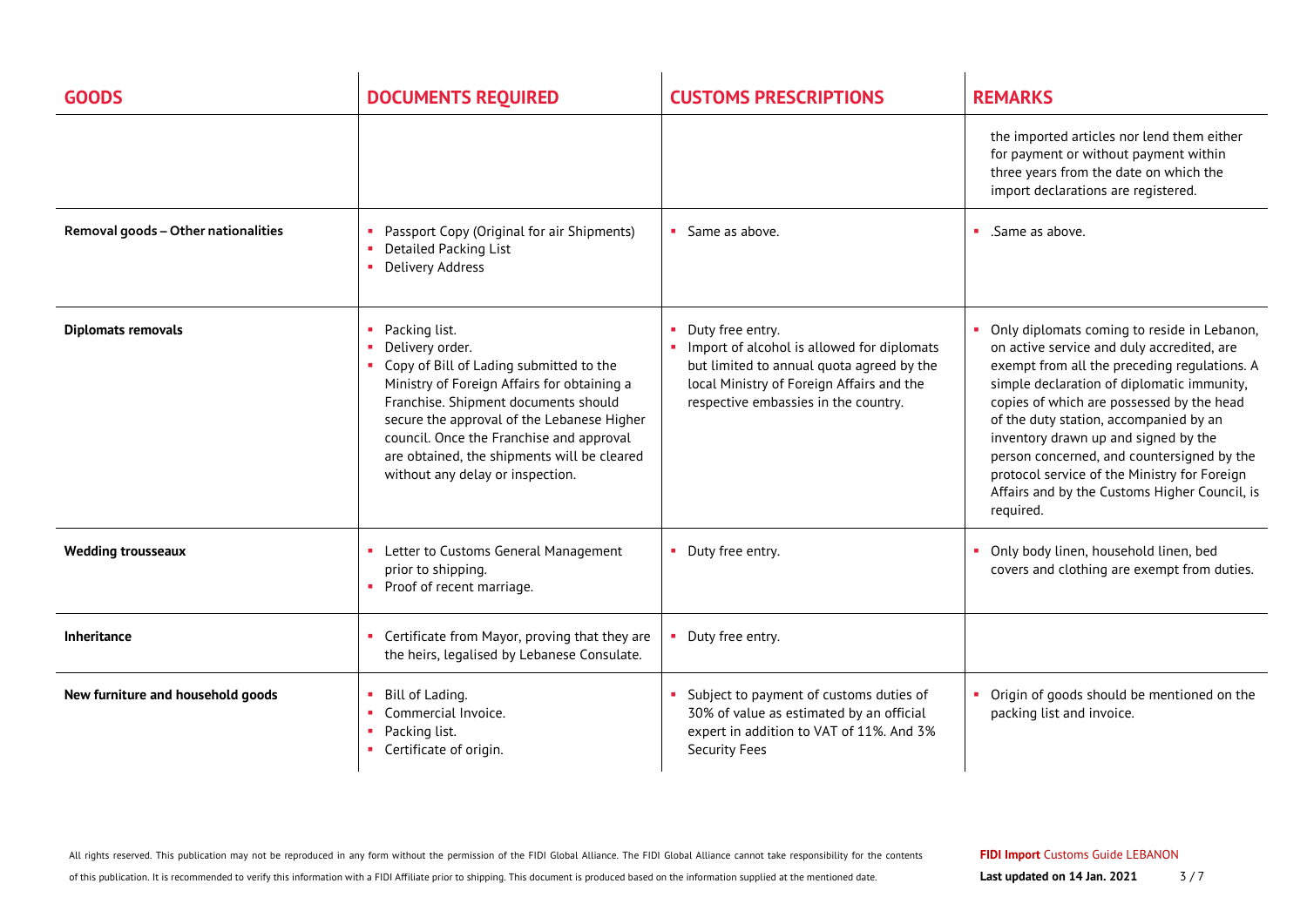| GOODS | DOCUMENTS REQUIRED | CUSTOMS PRESCRIPTIONS | REMARKS |
|---|---|---|---|
| | | | the imported articles nor lend them either for payment or without payment within three years from the date on which the import declarations are registered. |
| **Removal goods – Other nationalities** | ▪ Passport Copy (Original for air Shipments)<br>▪ Detailed Packing List<br>▪ Delivery Address | ▪ Same as above. | ▪ .Same as above. |
| **Diplomats removals** | ▪ Packing list.<br>▪ Delivery order.<br>▪ Copy of Bill of Lading submitted to the Ministry of Foreign Affairs for obtaining a Franchise. Shipment documents should secure the approval of the Lebanese Higher council. Once the Franchise and approval are obtained, the shipments will be cleared without any delay or inspection. | ▪ Duty free entry.<br>▪ Import of alcohol is allowed for diplomats but limited to annual quota agreed by the local Ministry of Foreign Affairs and the respective embassies in the country. | ▪ Only diplomats coming to reside in Lebanon, on active service and duly accredited, are exempt from all the preceding regulations. A simple declaration of diplomatic immunity, copies of which are possessed by the head of the duty station, accompanied by an inventory drawn up and signed by the person concerned, and countersigned by the protocol service of the Ministry for Foreign Affairs and by the Customs Higher Council, is required. |
| **Wedding trousseaux** | ▪ Letter to Customs General Management prior to shipping.<br>▪ Proof of recent marriage. | ▪ Duty free entry. | ▪ Only body linen, household linen, bed covers and clothing are exempt from duties. |
| **Inheritance** | ▪ Certificate from Mayor, proving that they are the heirs, legalised by Lebanese Consulate. | ▪ Duty free entry. | |
| **New furniture and household goods** | ▪ Bill of Lading.<br>▪ Commercial Invoice.<br>▪ Packing list.<br>▪ Certificate of origin. | ▪ Subject to payment of customs duties of 30% of value as estimated by an official expert in addition to VAT of 11%. And 3% Security Fees | ▪ Origin of goods should be mentioned on the packing list and invoice. |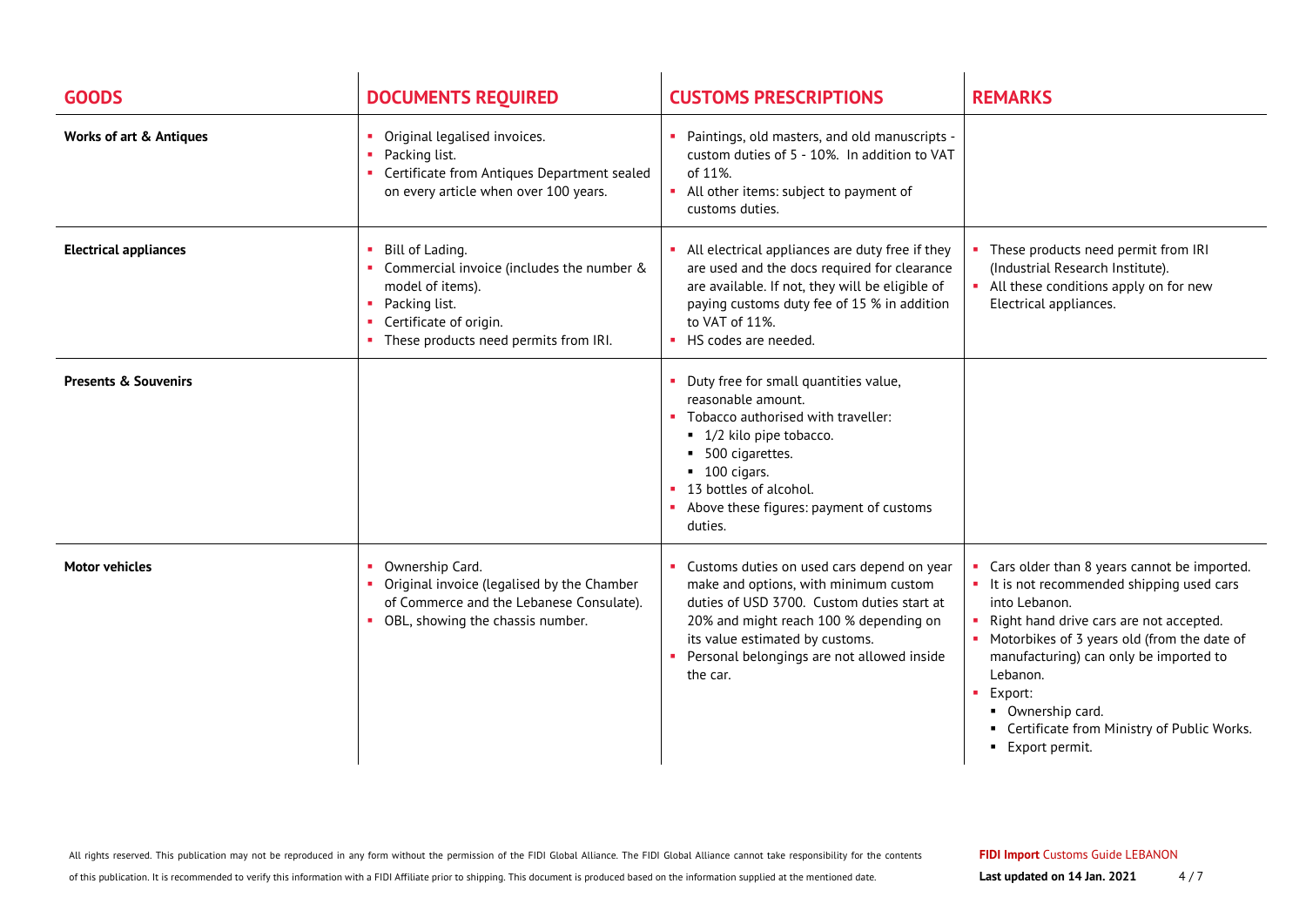| GOODS | DOCUMENTS REQUIRED | CUSTOMS PRESCRIPTIONS | REMARKS |
|---|---|---|---|
| **Works of art & Antiques** | • Original legalised invoices.<br>• Packing list.<br>• Certificate from Antiques Department sealed on every article when over 100 years. | • Paintings, old masters, and old manuscripts - custom duties of 5 - 10%. In addition to VAT of 11%.<br>• All other items: subject to payment of customs duties. | |
| **Electrical appliances** | • Bill of Lading.<br>• Commercial invoice (includes the number & model of items).<br>• Packing list.<br>• Certificate of origin.<br>• These products need permits from IRI. | • All electrical appliances are duty free if they are used and the docs required for clearance are available. If not, they will be eligible of paying customs duty fee of 15 % in addition to VAT of 11%.<br>• HS codes are needed. | • These products need permit from IRI (Industrial Research Institute).<br>• All these conditions apply on for new Electrical appliances. |
| **Presents & Souvenirs** | | • Duty free for small quantities value, reasonable amount.<br>• Tobacco authorised with traveller:<br>&nbsp;&nbsp;▪ 1/2 kilo pipe tobacco.<br>&nbsp;&nbsp;▪ 500 cigarettes.<br>&nbsp;&nbsp;▪ 100 cigars.<br>• 13 bottles of alcohol.<br>• Above these figures: payment of customs duties. | |
| **Motor vehicles** | • Ownership Card.<br>• Original invoice (legalised by the Chamber of Commerce and the Lebanese Consulate).<br>• OBL, showing the chassis number. | • Customs duties on used cars depend on year make and options, with minimum custom duties of USD 3700. Custom duties start at 20% and might reach 100 % depending on its value estimated by customs.<br>• Personal belongings are not allowed inside the car. | • Cars older than 8 years cannot be imported.<br>• It is not recommended shipping used cars into Lebanon.<br>• Right hand drive cars are not accepted.<br>• Motorbikes of 3 years old (from the date of manufacturing) can only be imported to Lebanon.<br>• Export:<br>&nbsp;&nbsp;▪ Ownership card.<br>&nbsp;&nbsp;▪ Certificate from Ministry of Public Works.<br>&nbsp;&nbsp;▪ Export permit. |

All rights reserved. This publication may not be reproduced in any form without the permission of the FIDI Global Alliance. The FIDI Global Alliance cannot take responsibility for the contents of this publication. It is recommended to verify this information with a FIDI Affiliate prior to shipping. This document is produced based on the information supplied at the mentioned date.

**FIDI Import** Customs Guide LEBANON

**Last updated on 14 Jan. 2021**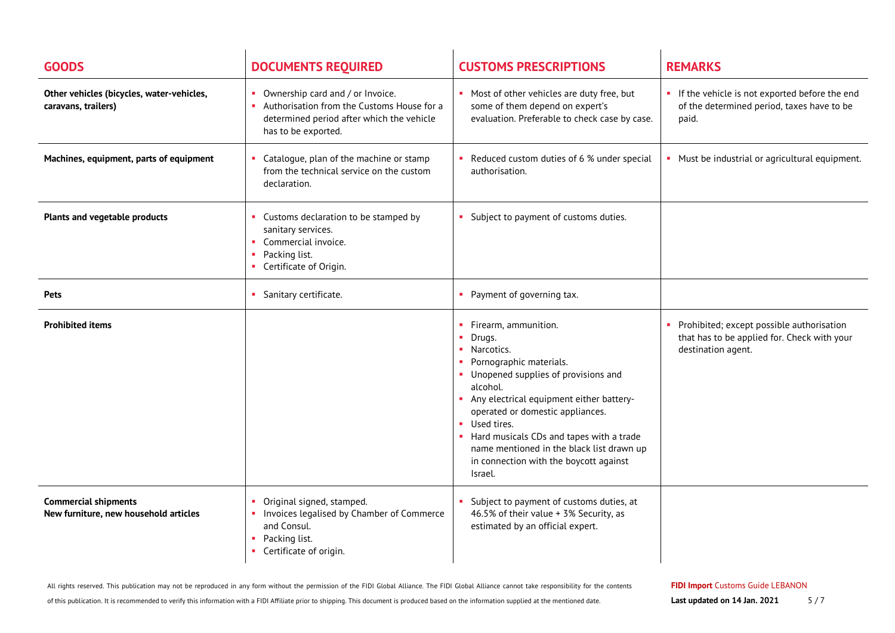| GOODS | DOCUMENTS REQUIRED | CUSTOMS PRESCRIPTIONS | REMARKS |
|---|---|---|---|
| **Other vehicles (bicycles, water-vehicles, caravans, trailers)** | ▪ Ownership card and / or Invoice.<br>▪ Authorisation from the Customs House for a determined period after which the vehicle has to be exported. | ▪ Most of other vehicles are duty free, but some of them depend on expert's evaluation. Preferable to check case by case. | ▪ If the vehicle is not exported before the end of the determined period, taxes have to be paid. |
| **Machines, equipment, parts of equipment** | ▪ Catalogue, plan of the machine or stamp from the technical service on the custom declaration. | ▪ Reduced custom duties of 6 % under special authorisation. | ▪ Must be industrial or agricultural equipment. |
| **Plants and vegetable products** | ▪ Customs declaration to be stamped by sanitary services.<br>▪ Commercial invoice.<br>▪ Packing list.<br>▪ Certificate of Origin. | ▪ Subject to payment of customs duties. | |
| **Pets** | ▪ Sanitary certificate. | ▪ Payment of governing tax. | |
| **Prohibited items** | | ▪ Firearm, ammunition.<br>▪ Drugs.<br>▪ Narcotics.<br>▪ Pornographic materials.<br>▪ Unopened supplies of provisions and alcohol.<br>▪ Any electrical equipment either battery-operated or domestic appliances.<br>▪ Used tires.<br>▪ Hard musicals CDs and tapes with a trade name mentioned in the black list drawn up in connection with the boycott against Israel. | ▪ Prohibited; except possible authorisation that has to be applied for. Check with your destination agent. |
| **Commercial shipments**<br>**New furniture, new household articles** | ▪ Original signed, stamped.<br>▪ Invoices legalised by Chamber of Commerce and Consul.<br>▪ Packing list.<br>▪ Certificate of origin. | ▪ Subject to payment of customs duties, at 46.5% of their value + 3% Security, as estimated by an official expert. | |

All rights reserved. This publication may not be reproduced in any form without the permission of the FIDI Global Alliance. The FIDI Global Alliance cannot take responsibility for the contents of this publication. It is recommended to verify this information with a FIDI Affiliate prior to shipping. This document is produced based on the information supplied at the mentioned date.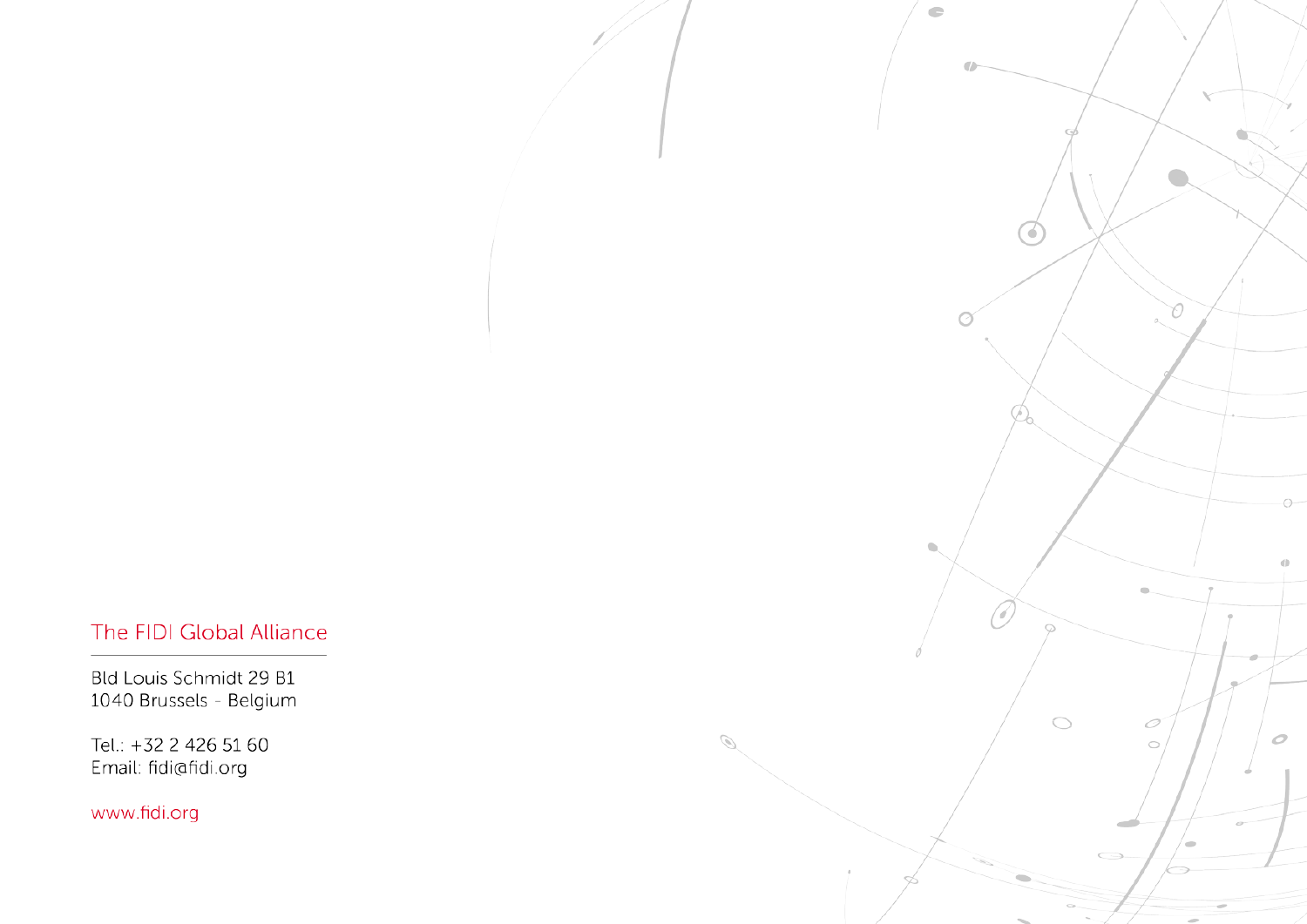The FIDI Global Alliance

Bld Louis Schmidt 29 B1
1040 Brussels - Belgium

Tel.: +32 2 426 51 60
Email: fidi@fidi.org

www.fidi.org